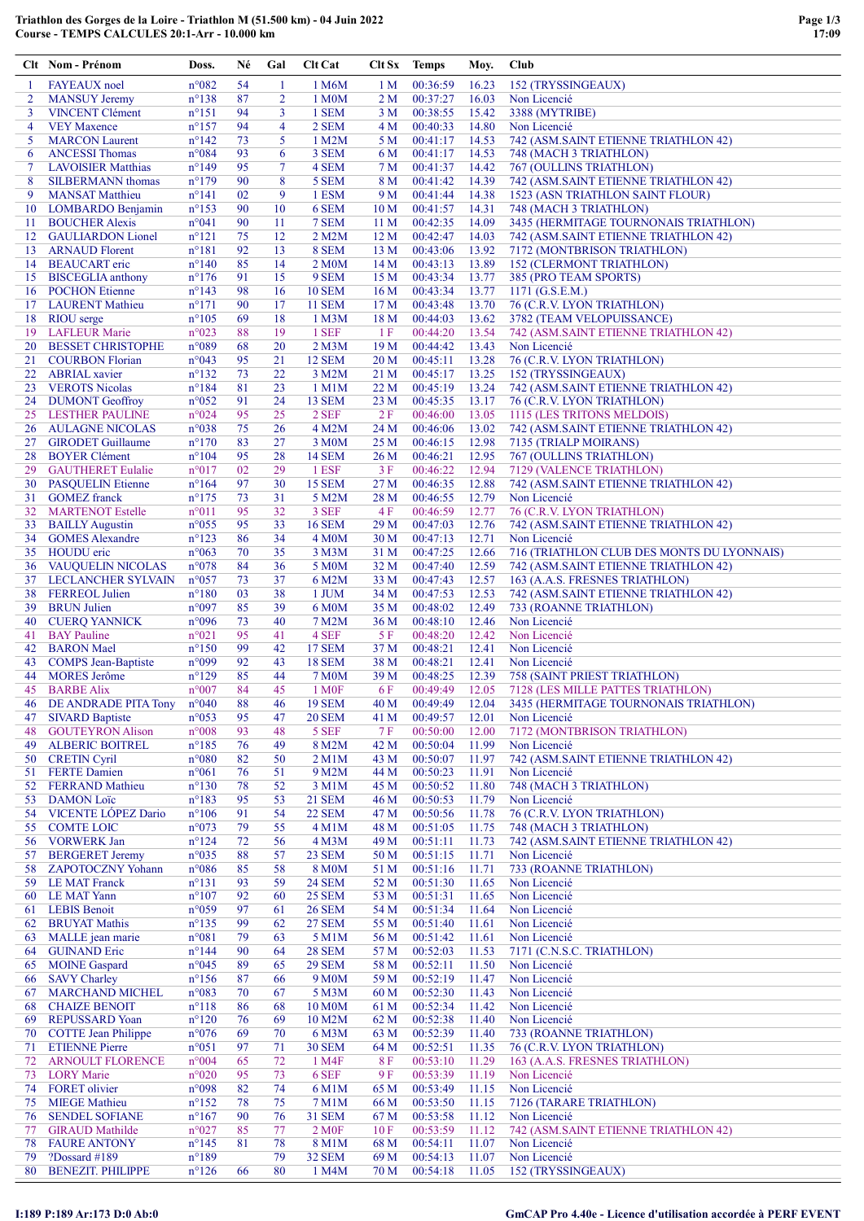# Triathlon des Gorges de la Loire - Triathlon M (51.500 km) - 04 Juin 2022

**Course - TEMPS CALCULES 20:1-Arr - 10.000 km**

| Clt | Nom - Prénom | Doss. | Né | Gal | Clt Cat | Clt Sx | Temps | Moy. | Club |
|---|---|---|---|---|---|---|---|---|---|
| 1 | FAYEAUX noel | n°082 | 54 | 1 | 1 M6M | 1 M | 00:36:59 | 16.23 | 152 (TRYSSINGEAUX) |
| 2 | MANSUY Jeremy | n°138 | 87 | 2 | 1 M0M | 2 M | 00:37:27 | 16.03 | Non Licencié |
| 3 | VINCENT Clément | n°151 | 94 | 3 | 1 SEM | 3 M | 00:38:55 | 15.42 | 3388 (MYTRIBE) |
| 4 | VEY Maxence | n°157 | 94 | 4 | 2 SEM | 4 M | 00:40:33 | 14.80 | Non Licencié |
| 5 | MARCON Laurent | n°142 | 73 | 5 | 1 M2M | 5 M | 00:41:17 | 14.53 | 742 (ASM.SAINT ETIENNE TRIATHLON 42) |
| 6 | ANCESSI Thomas | n°084 | 93 | 6 | 3 SEM | 6 M | 00:41:17 | 14.53 | 748 (MACH 3 TRIATHLON) |
| 7 | LAUSSIER Matthias | n°149 | 95 | 7 | 4 SEM | 7 M | 00:41:37 | 14.42 | 767 (OULLINS TRIATHLON) |
| 8 | SILBERMANN thomas | n°179 | 90 | 8 | 5 SEM | 8 M | 00:41:42 | 14.39 | 742 (ASM.SAINT ETIENNE TRIATHLON 42) |
| 9 | MANSAT Matthieu | n°141 | 02 | 9 | 1 ESM | 9 M | 00:41:44 | 14.38 | 1523 (ASN TRIATHLON SAINT FLOUR) |
| 10 | LOMBARDO Benjamin | n°153 | 90 | 10 | 6 SEM | 10 M | 00:41:57 | 14.31 | 748 (MACH 3 TRIATHLON) |
| 11 | BOUCHER Alexis | n°041 | 90 | 11 | 7 SEM | 11 M | 00:42:35 | 14.09 | 3435 (HERMITAGE TOURNONAIS TRIATHLON) |
| 12 | GAULIARDON Lionel | n°121 | 75 | 12 | 2 M2M | 12 M | 00:42:47 | 14.03 | 742 (ASM.SAINT ETIENNE TRIATHLON 42) |
| 13 | ARNAUD Florent | n°181 | 92 | 13 | 8 SEM | 13 M | 00:43:06 | 13.92 | 7172 (MONTBRISON TRIATHLON) |
| 14 | BEAUCART eric | n°140 | 85 | 14 | 2 M0M | 14 M | 00:43:13 | 13.89 | 152 (CLERMONT TRIATHLON) |
| 15 | BISCEGLIA anthony | n°176 | 91 | 15 | 9 SEM | 15 M | 00:43:34 | 13.77 | 385 (PRO TEAM SPORTS) |
| 16 | POCHON Etienne | n°143 | 98 | 16 | 10 SEM | 16 M | 00:43:34 | 13.77 | 1171 (G.S.E.M.) |
| 17 | LAURENT Mathieu | n°171 | 90 | 17 | 11 SEM | 17 M | 00:43:48 | 13.70 | 76 (C.R.V. LYON TRIATHLON) |
| 18 | RIOU serge | n°105 | 69 | 18 | 1 M3M | 18 M | 00:44:03 | 13.62 | 3782 (TEAM VELOPUISSANCE) |
| 19 | LAFLEUR Marie | n°023 | 88 | 19 | 1 SEF | 1 F | 00:44:20 | 13.54 | 742 (ASM.SAINT ETIENNE TRIATHLON 42) |
| 20 | BESSET CHRISTOPHE | n°089 | 68 | 20 | 2 M3M | 19 M | 00:44:42 | 13.43 | Non Licencié |
| 21 | COURBON Florian | n°043 | 95 | 21 | 12 SEM | 20 M | 00:45:11 | 13.28 | 76 (C.R.V. LYON TRIATHLON) |
| 22 | ABRIAL xavier | n°132 | 73 | 22 | 3 M2M | 21 M | 00:45:17 | 13.25 | 152 (TRYSSINGEAUX) |
| 23 | VEROTS Nicolas | n°184 | 81 | 23 | 1 M1M | 22 M | 00:45:19 | 13.24 | 742 (ASM.SAINT ETIENNE TRIATHLON 42) |
| 24 | DUMONT Geoffroy | n°052 | 91 | 24 | 13 SEM | 23 M | 00:45:35 | 13.17 | 76 (C.R.V. LYON TRIATHLON) |
| 25 | LESTHER PAULINE | n°024 | 95 | 25 | 2 SEF | 2 F | 00:46:00 | 13.05 | 1115 (LES TRITONS MELDOIS) |
| 26 | AULAGNE NICOLAS | n°038 | 75 | 26 | 4 M2M | 24 M | 00:46:06 | 13.02 | 742 (ASM.SAINT ETIENNE TRIATHLON 42) |
| 27 | GIRODET Guillaume | n°170 | 83 | 27 | 3 M0M | 25 M | 00:46:15 | 12.98 | 7135 (TRIALP MOIRANS) |
| 28 | BOYER Clément | n°104 | 95 | 28 | 14 SEM | 26 M | 00:46:21 | 12.95 | 767 (OULLINS TRIATHLON) |
| 29 | GAUTHERET Eulalie | n°017 | 02 | 29 | 1 ESF | 3 F | 00:46:22 | 12.94 | 7129 (VALENCE TRIATHLON) |
| 30 | PASQUELIN Etienne | n°164 | 97 | 30 | 15 SEM | 27 M | 00:46:35 | 12.88 | 742 (ASM.SAINT ETIENNE TRIATHLON 42) |
| 31 | GOMEZ franck | n°175 | 73 | 31 | 5 M2M | 28 M | 00:46:55 | 12.79 | Non Licencié |
| 32 | MARTENOT Estelle | n°011 | 95 | 32 | 3 SEF | 4 F | 00:46:59 | 12.77 | 76 (C.R.V. LYON TRIATHLON) |
| 33 | BAILLY Augustin | n°055 | 95 | 33 | 16 SEM | 29 M | 00:47:03 | 12.76 | 742 (ASM.SAINT ETIENNE TRIATHLON 42) |
| 34 | GOMES Alexandre | n°123 | 86 | 34 | 4 M0M | 30 M | 00:47:13 | 12.71 | Non Licencié |
| 35 | HOUDU eric | n°063 | 70 | 35 | 3 M3M | 31 M | 00:47:25 | 12.66 | 716 (TRIATHLON CLUB DES MONTS DU LYONNAIS) |
| 36 | VAUQUELIN NICOLAS | n°078 | 84 | 36 | 5 M0M | 32 M | 00:47:40 | 12.59 | 742 (ASM.SAINT ETIENNE TRIATHLON 42) |
| 37 | LECLANCHER SYLVAIN | n°057 | 73 | 37 | 6 M2M | 33 M | 00:47:43 | 12.57 | 163 (A.A.S. FRESNES TRIATHLON) |
| 38 | FERREOL Julien | n°180 | 03 | 38 | 1 JUM | 34 M | 00:47:53 | 12.53 | 742 (ASM.SAINT ETIENNE TRIATHLON 42) |
| 39 | BRUN Julien | n°097 | 85 | 39 | 6 M0M | 35 M | 00:48:02 | 12.49 | 733 (ROANNE TRIATHLON) |
| 40 | CUERQ YANNICK | n°096 | 73 | 40 | 7 M2M | 36 M | 00:48:10 | 12.46 | Non Licencié |
| 41 | BAY Pauline | n°021 | 95 | 41 | 4 SEF | 5 F | 00:48:20 | 12.42 | Non Licencié |
| 42 | BARON Mael | n°150 | 99 | 42 | 17 SEM | 37 M | 00:48:21 | 12.41 | Non Licencié |
| 43 | COMPS Jean-Baptiste | n°099 | 92 | 43 | 18 SEM | 38 M | 00:48:21 | 12.41 | Non Licencié |
| 44 | MORES Jerôme | n°129 | 85 | 44 | 7 M0M | 39 M | 00:48:25 | 12.39 | 758 (SAINT PRIEST TRIATHLON) |
| 45 | BARBE Alix | n°007 | 84 | 45 | 1 M0F | 6 F | 00:49:49 | 12.05 | 7128 (LES MILLE PATTES TRIATHLON) |
| 46 | DE ANDRADE PITA Tony | n°040 | 88 | 46 | 19 SEM | 40 M | 00:49:49 | 12.04 | 3435 (HERMITAGE TOURNONAIS TRIATHLON) |
| 47 | SIVARD Baptiste | n°053 | 95 | 47 | 20 SEM | 41 M | 00:49:57 | 12.01 | Non Licencié |
| 48 | GOUTEYRON Alison | n°008 | 93 | 48 | 5 SEF | 7 F | 00:50:00 | 12.00 | 7172 (MONTBRISON TRIATHLON) |
| 49 | ALBERIC BOITREL | n°185 | 76 | 49 | 8 M2M | 42 M | 00:50:04 | 11.99 | Non Licencié |
| 50 | CRETIN Cyril | n°080 | 82 | 50 | 2 M1M | 43 M | 00:50:07 | 11.97 | 742 (ASM.SAINT ETIENNE TRIATHLON 42) |
| 51 | FERTE Damien | n°061 | 76 | 51 | 9 M2M | 44 M | 00:50:23 | 11.91 | Non Licencié |
| 52 | FERRAND Mathieu | n°130 | 78 | 52 | 3 M1M | 45 M | 00:50:52 | 11.80 | 748 (MACH 3 TRIATHLON) |
| 53 | DAMON Loïc | n°183 | 95 | 53 | 21 SEM | 46 M | 00:50:53 | 11.79 | Non Licencié |
| 54 | VICENTE LÓPEZ Dario | n°106 | 91 | 54 | 22 SEM | 47 M | 00:50:56 | 11.78 | 76 (C.R.V. LYON TRIATHLON) |
| 55 | COMTE LOIC | n°073 | 79 | 55 | 4 M1M | 48 M | 00:51:05 | 11.75 | 748 (MACH 3 TRIATHLON) |
| 56 | VORWERK Jan | n°124 | 72 | 56 | 4 M3M | 49 M | 00:51:11 | 11.73 | 742 (ASM.SAINT ETIENNE TRIATHLON 42) |
| 57 | BERGERET Jeremy | n°035 | 88 | 57 | 23 SEM | 50 M | 00:51:15 | 11.71 | Non Licencié |
| 58 | LAPOTOCZNY Yohann | n°086 | 85 | 58 | 8 M0M | 51 M | 00:51:16 | 11.71 | 733 (ROANNE TRIATHLON) |
| 59 | LE MAT Franck | n°131 | 93 | 59 | 24 SEM | 52 M | 00:51:30 | 11.65 | Non Licencié |
| 60 | LE MAT Yann | n°107 | 92 | 60 | 25 SEM | 53 M | 00:51:31 | 11.65 | Non Licencié |
| 61 | LEBIS Benoit | n°059 | 97 | 61 | 26 SEM | 54 M | 00:51:34 | 11.64 | Non Licencié |
| 62 | BRUYAT Mathis | n°135 | 99 | 62 | 27 SEM | 55 M | 00:51:40 | 11.61 | Non Licencié |
| 63 | MALLE jean marie | n°081 | 79 | 63 | 5 M1M | 56 M | 00:51:42 | 11.61 | Non Licencié |
| 64 | GUINAND Eric | n°144 | 90 | 64 | 28 SEM | 57 M | 00:52:03 | 11.53 | 7171 (C.N.S.C. TRIATHLON) |
| 65 | MOINE Gaspard | n°045 | 89 | 65 | 29 SEM | 58 M | 00:52:11 | 11.50 | Non Licencié |
| 66 | SAVY Charley | n°156 | 87 | 66 | 9 M0M | 59 M | 00:52:19 | 11.47 | Non Licencié |
| 67 | MARCHAND MICHEL | n°083 | 70 | 67 | 5 M3M | 60 M | 00:52:30 | 11.43 | Non Licencié |
| 68 | CHAIZE BENOIT | n°118 | 86 | 68 | 10 M0M | 61 M | 00:52:34 | 11.42 | Non Licencié |
| 69 | REPUSSARD Yoan | n°120 | 76 | 69 | 10 M2M | 62 M | 00:52:38 | 11.40 | Non Licencié |
| 70 | COTTE Jean Philippe | n°076 | 69 | 70 | 6 M3M | 63 M | 00:52:39 | 11.40 | 733 (ROANNE TRIATHLON) |
| 71 | ETIENNE Pierre | n°051 | 97 | 71 | 30 SEM | 64 M | 00:52:51 | 11.35 | 76 (C.R.V. LYON TRIATHLON) |
| 72 | ARNOULT FLORENCE | n°004 | 65 | 72 | 1 M4F | 8 F | 00:53:10 | 11.29 | 163 (A.A.S. FRESNES TRIATHLON) |
| 73 | LORY Marie | n°020 | 95 | 73 | 6 SEF | 9 F | 00:53:39 | 11.19 | Non Licencié |
| 74 | FORET olivier | n°098 | 82 | 74 | 6 M1M | 65 M | 00:53:49 | 11.15 | Non Licencié |
| 75 | MIEGE Mathieu | n°152 | 78 | 75 | 7 M1M | 66 M | 00:53:50 | 11.15 | 7126 (TARARE TRIATHLON) |
| 76 | SENDEL SOFIANE | n°167 | 90 | 76 | 31 SEM | 67 M | 00:53:58 | 11.12 | Non Licencié |
| 77 | GIRAUD Mathilde | n°027 | 85 | 77 | 2 M0F | 10 F | 00:53:59 | 11.12 | 742 (ASM.SAINT ETIENNE TRIATHLON 42) |
| 78 | FAURE ANTONY | n°145 | 81 | 78 | 8 M1M | 68 M | 00:54:11 | 11.07 | Non Licencié |
| 79 | ?Dossard #189 | n°189 | | 79 | 32 SEM | 69 M | 00:54:13 | 11.07 | Non Licencié |
| 80 | BENEZIT. PHILIPPE | n°126 | 66 | 80 | 1 M4M | 70 M | 00:54:18 | 11.05 | 152 (TRYSSINGEAUX) |

I:189 P:189 Ar:173 D:0 Ab:0

GmCAP Pro 4.40e - Licence d'utilisation accordée à PERF EVENT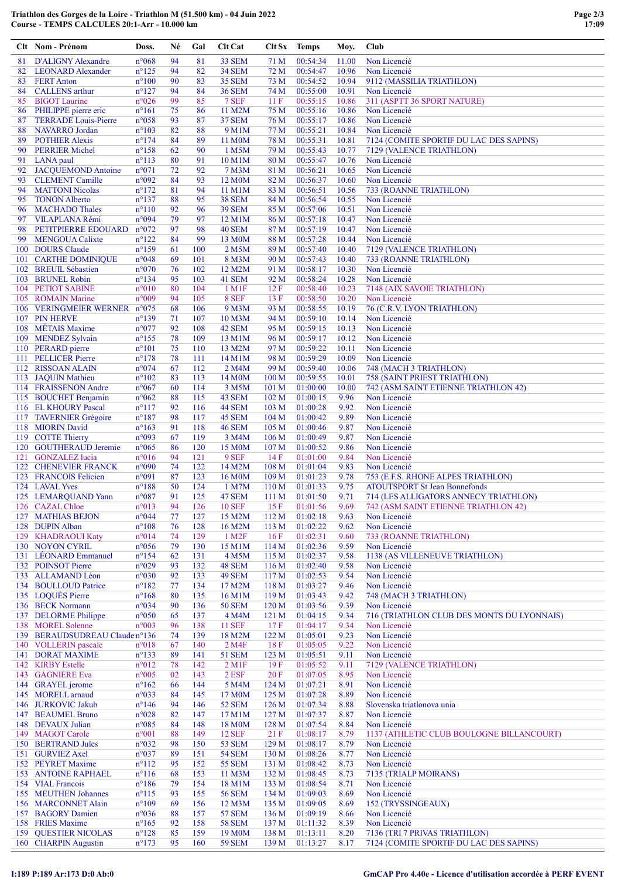**Triathlon des Gorges de la Loire - Triathlon M (51.500 km) - 04 Juin 2022**
**Course - TEMPS CALCULES 20:1-Arr - 10.000 km**

| Clt | Nom - Prénom | Doss. | Né | Gal | Clt Cat | Clt Sx | Temps | Moy. | Club |
|---|---|---|---|---|---|---|---|---|---|
| 81 | D'ALIGNY Alexandre | n°068 | 94 | 81 | 33 SEM | 71 M | 00:54:34 | 11.00 | Non Licencié |
| 82 | LEONARD Alexander | n°125 | 94 | 82 | 34 SEM | 72 M | 00:54:47 | 10.96 | Non Licencié |
| 83 | FERT Anton | n°100 | 90 | 83 | 35 SEM | 73 M | 00:54:52 | 10.94 | 9112 (MASSILIA TRIATHLON) |
| 84 | CALLENS arthur | n°127 | 94 | 84 | 36 SEM | 74 M | 00:55:00 | 10.91 | Non Licencié |
| 85 | BIGOT Laurine | n°026 | 99 | 85 | 7 SEF | 11 F | 00:55:15 | 10.86 | 311 (ASPTT 36 SPORT NATURE) |
| 86 | PHILIPPE pierre eric | n°161 | 75 | 86 | 11 M2M | 75 M | 00:55:16 | 10.86 | Non Licencié |
| 87 | TERRADE Louis-Pierre | n°058 | 93 | 87 | 37 SEM | 76 M | 00:55:17 | 10.86 | Non Licencié |
| 88 | NAVARRO Jordan | n°103 | 82 | 88 | 9 M1M | 77 M | 00:55:21 | 10.84 | Non Licencié |
| 89 | POTHIER Alexis | n°174 | 84 | 89 | 11 M0M | 78 M | 00:55:31 | 10.81 | 7124 (COMITE SPORTIF DU LAC DES SAPINS) |
| 90 | PERRIER Michel | n°158 | 62 | 90 | 1 M5M | 79 M | 00:55:43 | 10.77 | 7129 (VALENCE TRIATHLON) |
| 91 | LANA paul | n°113 | 80 | 91 | 10 M1M | 80 M | 00:55:47 | 10.76 | Non Licencié |
| 92 | JACQUEMOND Antoine | n°071 | 72 | 92 | 7 M3M | 81 M | 00:56:21 | 10.65 | Non Licencié |
| 93 | CLEMENT Camille | n°092 | 84 | 93 | 12 M0M | 82 M | 00:56:37 | 10.60 | Non Licencié |
| 94 | MATTONI Nicolas | n°172 | 81 | 94 | 11 M1M | 83 M | 00:56:51 | 10.56 | 733 (ROANNE TRIATHLON) |
| 95 | TONON Alberto | n°137 | 88 | 95 | 38 SEM | 84 M | 00:56:54 | 10.55 | Non Licencié |
| 96 | MACHADO Thales | n°110 | 92 | 96 | 39 SEM | 85 M | 00:57:06 | 10.51 | Non Licencié |
| 97 | VILAPLANA Rémi | n°094 | 79 | 97 | 12 M1M | 86 M | 00:57:18 | 10.47 | Non Licencié |
| 98 | PETITPIERRE EDOUARD | n°072 | 97 | 98 | 40 SEM | 87 M | 00:57:19 | 10.47 | Non Licencié |
| 99 | MENGOUA Calixte | n°122 | 84 | 99 | 13 M0M | 88 M | 00:57:28 | 10.44 | Non Licencié |
| 100 | DOURS Claude | n°159 | 61 | 100 | 2 M5M | 89 M | 00:57:40 | 10.40 | 7129 (VALENCE TRIATHLON) |
| 101 | CARTHE DOMINIQUE | n°048 | 69 | 101 | 8 M3M | 90 M | 00:57:43 | 10.40 | 733 (ROANNE TRIATHLON) |
| 102 | BREUIL Sébastien | n°070 | 76 | 102 | 12 M2M | 91 M | 00:58:17 | 10.30 | Non Licencié |
| 103 | BRUNEL Robin | n°134 | 95 | 103 | 41 SEM | 92 M | 00:58:24 | 10.28 | Non Licencié |
| 104 | PETIOT SABINE | n°010 | 80 | 104 | 1 M1F | 12 F | 00:58:40 | 10.23 | 7148 (AIX SAVOIE TRIATHLON) |
| 105 | ROMAIN Marine | n°009 | 94 | 105 | 8 SEF | 13 F | 00:58:50 | 10.20 | Non Licencié |
| 106 | VERINGMEIER WERNER | n°075 | 68 | 106 | 9 M3M | 93 M | 00:58:55 | 10.19 | 76 (C.R.V. LYON TRIATHLON) |
| 107 | PIN HERVE | n°139 | 71 | 107 | 10 M3M | 94 M | 00:59:10 | 10.14 | Non Licencié |
| 108 | MÉTAIS Maxime | n°077 | 92 | 108 | 42 SEM | 95 M | 00:59:15 | 10.13 | Non Licencié |
| 109 | MENDEZ Sylvain | n°155 | 78 | 109 | 13 M1M | 96 M | 00:59:17 | 10.12 | Non Licencié |
| 110 | PERARD pierre | n°101 | 75 | 110 | 13 M2M | 97 M | 00:59:22 | 10.11 | Non Licencié |
| 111 | PELLICER Pierre | n°178 | 78 | 111 | 14 M1M | 98 M | 00:59:29 | 10.09 | Non Licencié |
| 112 | RISSOAN ALAIN | n°074 | 67 | 112 | 2 M4M | 99 M | 00:59:40 | 10.06 | 748 (MACH 3 TRIATHLON) |
| 113 | JAQUIN Mathieu | n°102 | 83 | 113 | 14 M0M | 100 M | 00:59:55 | 10.01 | 758 (SAINT PRIEST TRIATHLON) |
| 114 | FRAISSENON Andre | n°067 | 60 | 114 | 3 M5M | 101 M | 01:00:00 | 10.00 | 742 (ASM.SAINT ETIENNE TRIATHLON 42) |
| 115 | BOUCHET Benjamin | n°062 | 88 | 115 | 43 SEM | 102 M | 01:00:15 | 9.96 | Non Licencié |
| 116 | EL KHOURY Pascal | n°117 | 92 | 116 | 44 SEM | 103 M | 01:00:28 | 9.92 | Non Licencié |
| 117 | TAVERNIER Grégoire | n°187 | 98 | 117 | 45 SEM | 104 M | 01:00:42 | 9.89 | Non Licencié |
| 118 | MIORIN David | n°163 | 91 | 118 | 46 SEM | 105 M | 01:00:46 | 9.87 | Non Licencié |
| 119 | COTTE Thierry | n°093 | 67 | 119 | 3 M4M | 106 M | 01:00:49 | 9.87 | Non Licencié |
| 120 | GOUTHERAUD Jeremie | n°065 | 86 | 120 | 15 M0M | 107 M | 01:00:52 | 9.86 | Non Licencié |
| 121 | GONZALEZ lucia | n°016 | 94 | 121 | 9 SEF | 14 F | 01:01:00 | 9.84 | Non Licencié |
| 122 | CHENEVIER FRANCK | n°090 | 74 | 122 | 14 M2M | 108 M | 01:01:04 | 9.83 | Non Licencié |
| 123 | FRANCOIS Felicien | n°091 | 87 | 123 | 16 M0M | 109 M | 01:01:23 | 9.78 | 753 (E.F.S. RHONE ALPES TRIATHLON) |
| 124 | LAVAL Yves | n°188 | 50 | 124 | 1 M7M | 110 M | 01:01:33 | 9.75 | ATOUTSPORT St Jean Bonnefonds |
| 125 | LEMARQUAND Yann | n°087 | 91 | 125 | 47 SEM | 111 M | 01:01:50 | 9.71 | 714 (LES ALLIGATORS ANNECY TRIATHLON) |
| 126 | CAZAL Chloe | n°013 | 94 | 126 | 10 SEF | 15 F | 01:01:56 | 9.69 | 742 (ASM.SAINT ETIENNE TRIATHLON 42) |
| 127 | MATHIAS BEJON | n°044 | 77 | 127 | 15 M2M | 112 M | 01:02:18 | 9.63 | Non Licencié |
| 128 | DUPIN Alban | n°108 | 76 | 128 | 16 M2M | 113 M | 01:02:22 | 9.62 | Non Licencié |
| 129 | KHADRAOUI Katy | n°014 | 74 | 129 | 1 M2F | 16 F | 01:02:31 | 9.60 | 733 (ROANNE TRIATHLON) |
| 130 | NOYON CYRIL | n°056 | 79 | 130 | 15 M1M | 114 M | 01:02:36 | 9.59 | Non Licencié |
| 131 | LÉONARD Emmanuel | n°154 | 62 | 131 | 4 M5M | 115 M | 01:02:37 | 9.58 | 1138 (AS VILLENEUVE TRIATHLON) |
| 132 | POINSOT Pierre | n°029 | 93 | 132 | 48 SEM | 116 M | 01:02:40 | 9.58 | Non Licencié |
| 133 | ALLAMAND Léon | n°030 | 92 | 133 | 49 SEM | 117 M | 01:02:53 | 9.54 | Non Licencié |
| 134 | BOULLOUD Patrice | n°182 | 77 | 134 | 17 M2M | 118 M | 01:03:27 | 9.46 | Non Licencié |
| 135 | LOQUÈS Pierre | n°168 | 80 | 135 | 16 M1M | 119 M | 01:03:43 | 9.42 | 748 (MACH 3 TRIATHLON) |
| 136 | BECK Normann | n°034 | 90 | 136 | 50 SEM | 120 M | 01:03:56 | 9.39 | Non Licencié |
| 137 | DELORME Philippe | n°050 | 65 | 137 | 4 M4M | 121 M | 01:04:15 | 9.34 | 716 (TRIATHLON CLUB DES MONTS DU LYONNAIS) |
| 138 | MOREL Solenne | n°003 | 96 | 138 | 11 SEF | 17 F | 01:04:17 | 9.34 | Non Licencié |
| 139 | BERAUDSUDREAU Claude | n°136 | 74 | 139 | 18 M2M | 122 M | 01:05:01 | 9.23 | Non Licencié |
| 140 | VOLLERIN pascale | n°018 | 67 | 140 | 2 M4F | 18 F | 01:05:05 | 9.22 | Non Licencié |
| 141 | DORAT MAXIME | n°133 | 89 | 141 | 51 SEM | 123 M | 01:05:51 | 9.11 | Non Licencié |
| 142 | KIRBY Estelle | n°012 | 78 | 142 | 2 M1F | 19 F | 01:05:52 | 9.11 | 7129 (VALENCE TRIATHLON) |
| 143 | GAGNIERE Eva | n°005 | 02 | 143 | 2 ESF | 20 F | 01:07:05 | 8.95 | Non Licencié |
| 144 | GRAYEL jerome | n°162 | 66 | 144 | 5 M4M | 124 M | 01:07:21 | 8.91 | Non Licencié |
| 145 | MORELL arnaud | n°033 | 84 | 145 | 17 M0M | 125 M | 01:07:28 | 8.89 | Non Licencié |
| 146 | JURKOVIC Jakub | n°146 | 94 | 146 | 52 SEM | 126 M | 01:07:34 | 8.88 | Slovenska triatlonova unia |
| 147 | BEAUMEL Bruno | n°028 | 82 | 147 | 17 M1M | 127 M | 01:07:37 | 8.87 | Non Licencié |
| 148 | DEVAUX Julian | n°085 | 84 | 148 | 18 M0M | 128 M | 01:07:54 | 8.84 | Non Licencié |
| 149 | MAGOT Carole | n°001 | 88 | 149 | 12 SEF | 21 F | 01:08:17 | 8.79 | 1137 (ATHLETIC CLUB BOULOGNE BILLANCOURT) |
| 150 | BERTRAND Jules | n°032 | 98 | 150 | 53 SEM | 129 M | 01:08:17 | 8.79 | Non Licencié |
| 151 | GURVIEZ Axel | n°037 | 89 | 151 | 54 SEM | 130 M | 01:08:26 | 8.77 | Non Licencié |
| 152 | PEYRET Maxime | n°112 | 95 | 152 | 55 SEM | 131 M | 01:08:42 | 8.73 | Non Licencié |
| 153 | ANTOINE RAPHAEL | n°116 | 68 | 153 | 11 M3M | 132 M | 01:08:45 | 8.73 | 7135 (TRIALP MOIRANS) |
| 154 | VIAL Francois | n°186 | 79 | 154 | 18 M1M | 133 M | 01:08:54 | 8.71 | Non Licencié |
| 155 | MEUTHEN Johannes | n°115 | 93 | 155 | 56 SEM | 134 M | 01:09:03 | 8.69 | Non Licencié |
| 156 | MARCONNET Alain | n°109 | 69 | 156 | 12 M3M | 135 M | 01:09:05 | 8.69 | 152 (TRYSSINGEAUX) |
| 157 | BAGORY Damien | n°036 | 88 | 157 | 57 SEM | 136 M | 01:09:19 | 8.66 | Non Licencié |
| 158 | FRIES Maxime | n°165 | 92 | 158 | 58 SEM | 137 M | 01:11:32 | 8.39 | Non Licencié |
| 159 | QUESTIER NICOLAS | n°128 | 85 | 159 | 19 M0M | 138 M | 01:13:11 | 8.20 | 7136 (TRI 7 PRIVAS TRIATHLON) |
| 160 | CHARPIN Augustin | n°173 | 95 | 160 | 59 SEM | 139 M | 01:13:27 | 8.17 | 7124 (COMITE SPORTIF DU LAC DES SAPINS) |

I:189 P:189 Ar:173 D:0 Ab:0

GmCAP Pro 4.40e - Licence d'utilisation accordée à PERF EVENT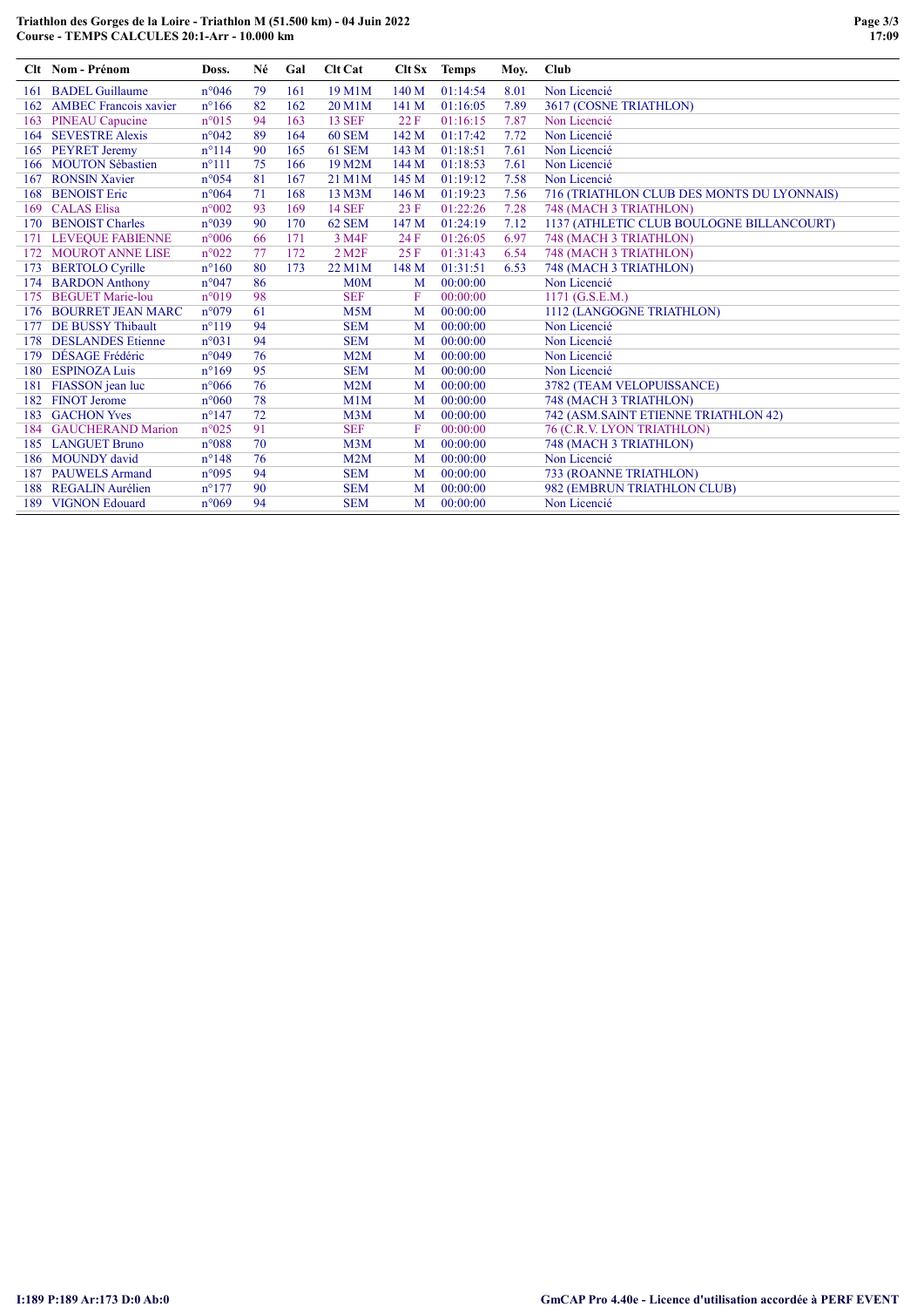**Triathlon des Gorges de la Loire - Triathlon M (51.500 km) - 04 Juin 2022**
**Course - TEMPS CALCULES 20:1-Arr - 10.000 km**

| Clt | Nom - Prénom | Doss. | Né | Gal | Clt Cat | Clt Sx | Temps | Moy. | Club |
|---|---|---|---|---|---|---|---|---|---|
| 161 | BADEL Guillaume | n°046 | 79 | 161 | 19 M1M | 140 M | 01:14:54 | 8.01 | Non Licencié |
| 162 | AMBEC Francois xavier | n°166 | 82 | 162 | 20 M1M | 141 M | 01:16:05 | 7.89 | 3617 (COSNE TRIATHLON) |
| 163 | PINEAU Capucine | n°015 | 94 | 163 | 13 SEF | 22 F | 01:16:15 | 7.87 | Non Licencié |
| 164 | SEVESTRE Alexis | n°042 | 89 | 164 | 60 SEM | 142 M | 01:17:42 | 7.72 | Non Licencié |
| 165 | PEYRET Jeremy | n°114 | 90 | 165 | 61 SEM | 143 M | 01:18:51 | 7.61 | Non Licencié |
| 166 | MOUTON Sébastien | n°111 | 75 | 166 | 19 M2M | 144 M | 01:18:53 | 7.61 | Non Licencié |
| 167 | RONSIN Xavier | n°054 | 81 | 167 | 21 M1M | 145 M | 01:19:12 | 7.58 | Non Licencié |
| 168 | BENOIST Eric | n°064 | 71 | 168 | 13 M3M | 146 M | 01:19:23 | 7.56 | 716 (TRIATHLON CLUB DES MONTS DU LYONNAIS) |
| 169 | CALAS Elisa | n°002 | 93 | 169 | 14 SEF | 23 F | 01:22:26 | 7.28 | 748 (MACH 3 TRIATHLON) |
| 170 | BENOIST Charles | n°039 | 90 | 170 | 62 SEM | 147 M | 01:24:19 | 7.12 | 1137 (ATHLETIC CLUB BOULOGNE BILLANCOURT) |
| 171 | LEVEQUE FABIENNE | n°006 | 66 | 171 | 3 M4F | 24 F | 01:26:05 | 6.97 | 748 (MACH 3 TRIATHLON) |
| 172 | MOUROT ANNE LISE | n°022 | 77 | 172 | 2 M2F | 25 F | 01:31:43 | 6.54 | 748 (MACH 3 TRIATHLON) |
| 173 | BERTOLO Cyrille | n°160 | 80 | 173 | 22 M1M | 148 M | 01:31:51 | 6.53 | 748 (MACH 3 TRIATHLON) |
| 174 | BARDON Anthony | n°047 | 86 | | M0M | M | 00:00:00 | | Non Licencié |
| 175 | BEGUET Marie-lou | n°019 | 98 | | SEF | F | 00:00:00 | | 1171 (G.S.E.M.) |
| 176 | BOURRET JEAN MARC | n°079 | 61 | | M5M | M | 00:00:00 | | 1112 (LANGOGNE TRIATHLON) |
| 177 | DE BUSSY Thibault | n°119 | 94 | | SEM | M | 00:00:00 | | Non Licencié |
| 178 | DESLANDES Etienne | n°031 | 94 | | SEM | M | 00:00:00 | | Non Licencié |
| 179 | DÉSAGE Frédéric | n°049 | 76 | | M2M | M | 00:00:00 | | Non Licencié |
| 180 | ESPINOZA Luis | n°169 | 95 | | SEM | M | 00:00:00 | | Non Licencié |
| 181 | FIASSON jean luc | n°066 | 76 | | M2M | M | 00:00:00 | | 3782 (TEAM VELOPUISSANCE) |
| 182 | FINOT Jerome | n°060 | 78 | | M1M | M | 00:00:00 | | 748 (MACH 3 TRIATHLON) |
| 183 | GACHON Yves | n°147 | 72 | | M3M | M | 00:00:00 | | 742 (ASM.SAINT ETIENNE TRIATHLON 42) |
| 184 | GAUCHERAND Marion | n°025 | 91 | | SEF | F | 00:00:00 | | 76 (C.R.V. LYON TRIATHLON) |
| 185 | LANGUET Bruno | n°088 | 70 | | M3M | M | 00:00:00 | | 748 (MACH 3 TRIATHLON) |
| 186 | MOUNDY david | n°148 | 76 | | M2M | M | 00:00:00 | | Non Licencié |
| 187 | PAUWELS Armand | n°095 | 94 | | SEM | M | 00:00:00 | | 733 (ROANNE TRIATHLON) |
| 188 | REGALIN Aurélien | n°177 | 90 | | SEM | M | 00:00:00 | | 982 (EMBRUN TRIATHLON CLUB) |
| 189 | VIGNON Edouard | n°069 | 94 | | SEM | M | 00:00:00 | | Non Licencié |

I:189 P:189 Ar:173 D:0 Ab:0

GmCAP Pro 4.40e - Licence d'utilisation accordée à PERF EVENT